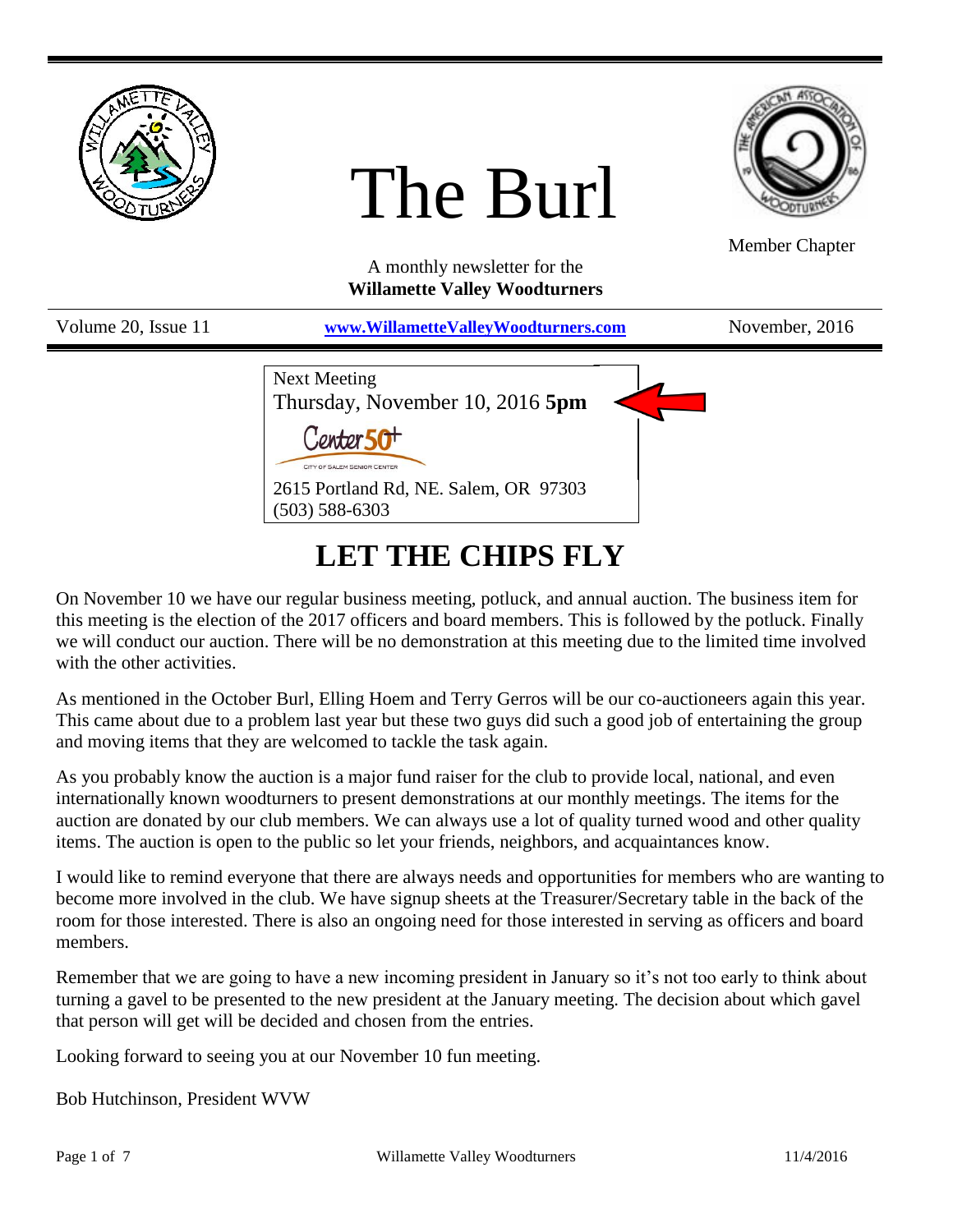# The Burl

Member Chapter

A monthly newsletter for the
**Willamette Valley Woodturners**

Volume 20, Issue 11 | **www.WillametteValleyWoodturners.com** | November, 2016

Next Meeting
Thursday, November 10, 2016 **5pm**

Center 50+
CITY OF SALEM SENIOR CENTER

2615 Portland Rd, NE. Salem, OR 97303
(503) 588-6303

## LET THE CHIPS FLY

On November 10 we have our regular business meeting, potluck, and annual auction. The business item for this meeting is the election of the 2017 officers and board members. This is followed by the potluck. Finally we will conduct our auction. There will be no demonstration at this meeting due to the limited time involved with the other activities.

As mentioned in the October Burl, Elling Hoem and Terry Gerros will be our co-auctioneers again this year. This came about due to a problem last year but these two guys did such a good job of entertaining the group and moving items that they are welcomed to tackle the task again.

As you probably know the auction is a major fund raiser for the club to provide local, national, and even internationally known woodturners to present demonstrations at our monthly meetings. The items for the auction are donated by our club members. We can always use a lot of quality turned wood and other quality items. The auction is open to the public so let your friends, neighbors, and acquaintances know.

I would like to remind everyone that there are always needs and opportunities for members who are wanting to become more involved in the club. We have signup sheets at the Treasurer/Secretary table in the back of the room for those interested. There is also an ongoing need for those interested in serving as officers and board members.

Remember that we are going to have a new incoming president in January so it's not too early to think about turning a gavel to be presented to the new president at the January meeting. The decision about which gavel that person will get will be decided and chosen from the entries.

Looking forward to seeing you at our November 10 fun meeting.

Bob Hutchinson, President WVW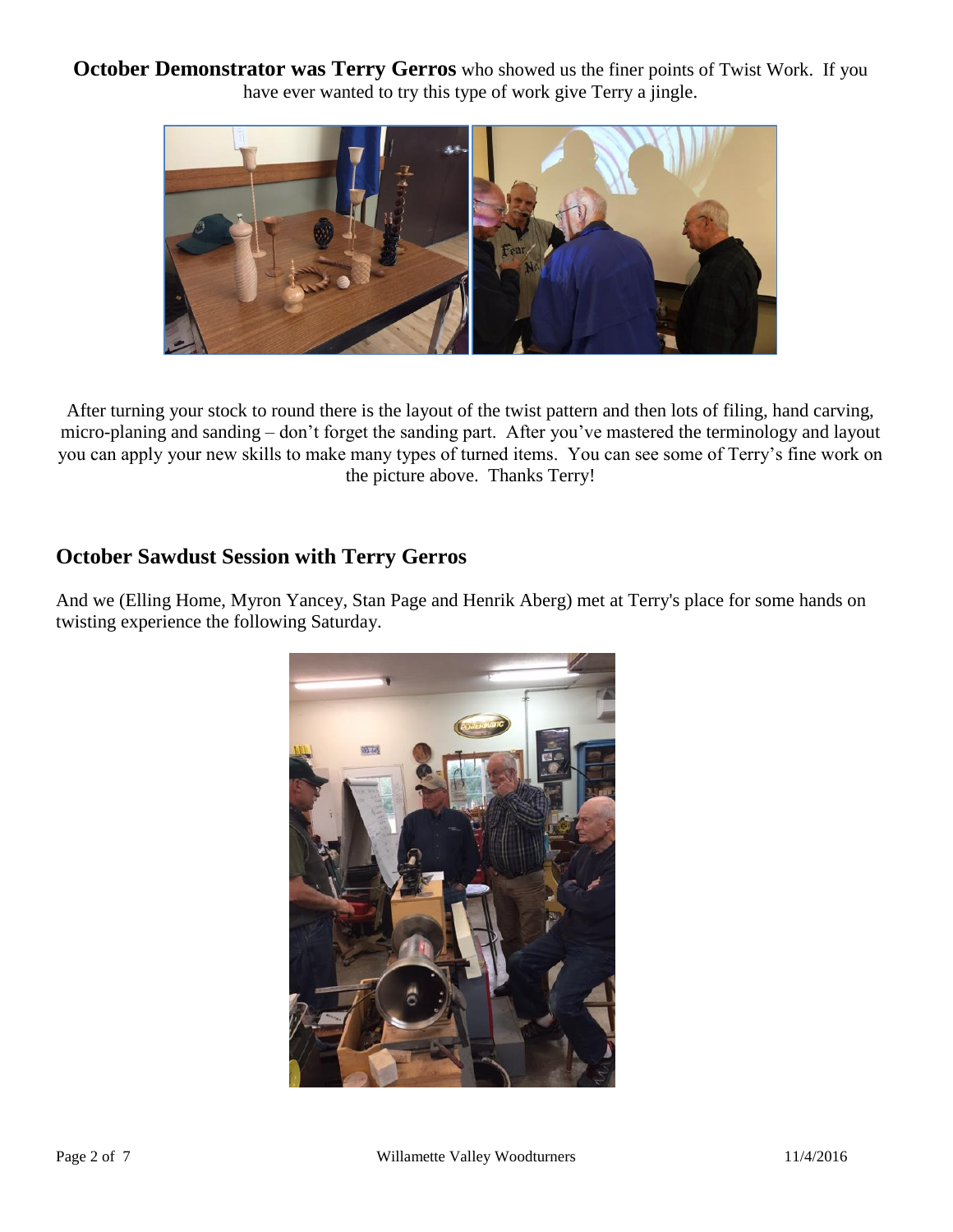**October Demonstrator was Terry Gerros** who showed us the finer points of Twist Work. If you have ever wanted to try this type of work give Terry a jingle.

After turning your stock to round there is the layout of the twist pattern and then lots of filing, hand carving, micro-planing and sanding – don't forget the sanding part. After you've mastered the terminology and layout you can apply your new skills to make many types of turned items. You can see some of Terry's fine work on the picture above. Thanks Terry!

## October Sawdust Session with Terry Gerros

And we (Elling Home, Myron Yancey, Stan Page and Henrik Aberg) met at Terry's place for some hands on twisting experience the following Saturday.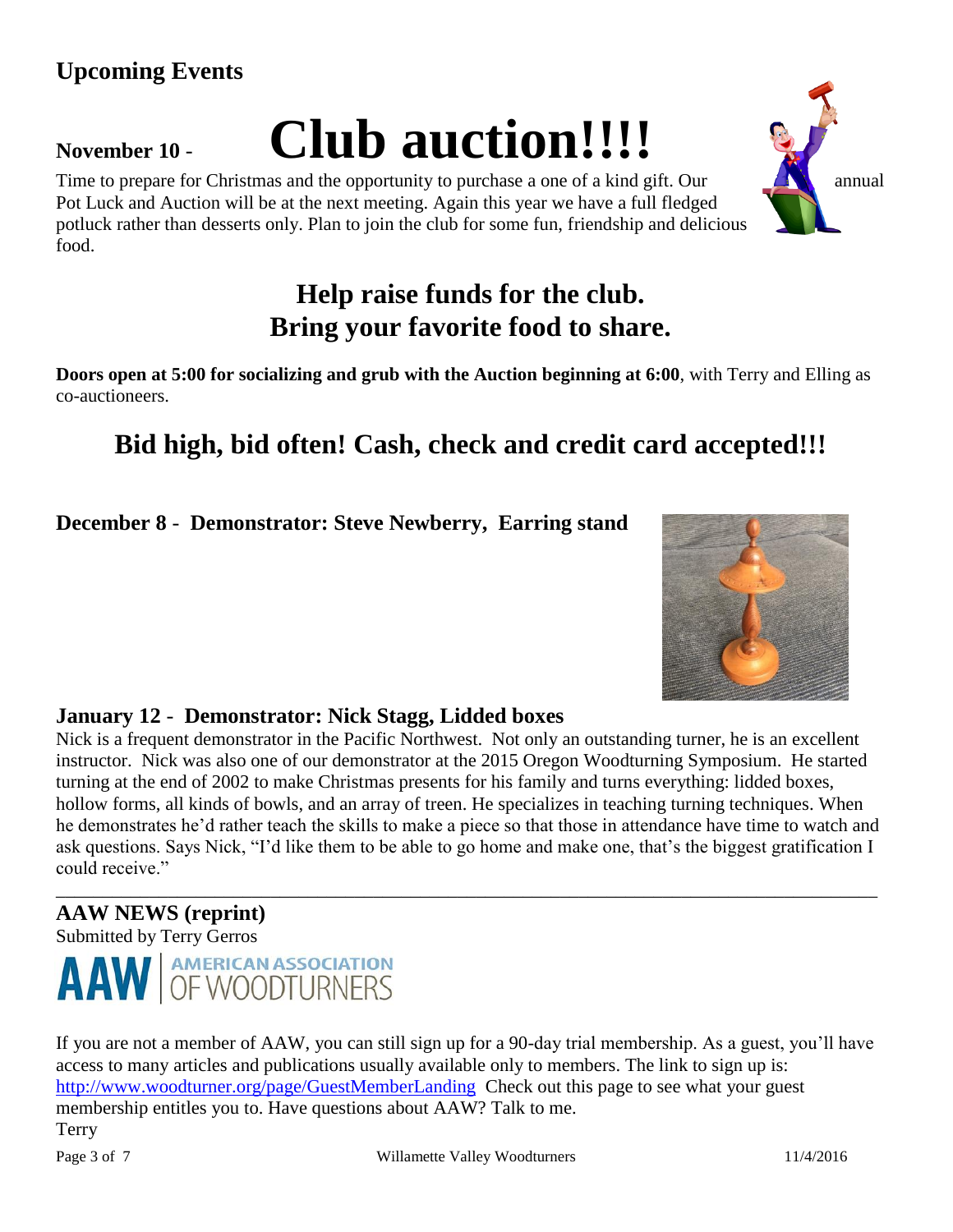## Upcoming Events

**November 10** - **Club auction!!!!**

Time to prepare for Christmas and the opportunity to purchase a one of a kind gift. Our annual Pot Luck and Auction will be at the next meeting. Again this year we have a full fledged potluck rather than desserts only. Plan to join the club for some fun, friendship and delicious food.

**Help raise funds for the club.**
**Bring your favorite food to share.**

**Doors open at 5:00 for socializing and grub with the Auction beginning at 6:00**, with Terry and Elling as co-auctioneers.

**Bid high, bid often! Cash, check and credit card accepted!!!**

**December 8** - **Demonstrator: Steve Newberry, Earring stand**

### January 12 - Demonstrator: Nick Stagg, Lidded boxes

Nick is a frequent demonstrator in the Pacific Northwest. Not only an outstanding turner, he is an excellent instructor. Nick was also one of our demonstrator at the 2015 Oregon Woodturning Symposium. He started turning at the end of 2002 to make Christmas presents for his family and turns everything: lidded boxes, hollow forms, all kinds of bowls, and an array of treen. He specializes in teaching turning techniques. When he demonstrates he'd rather teach the skills to make a piece so that those in attendance have time to watch and ask questions. Says Nick, "I'd like them to be able to go home and make one, that's the biggest gratification I could receive."

---

## AAW NEWS (reprint)

Submitted by Terry Gerros

AAW | AMERICAN ASSOCIATION OF WOODTURNERS

If you are not a member of AAW, you can still sign up for a 90-day trial membership. As a guest, you'll have access to many articles and publications usually available only to members. The link to sign up is: http://www.woodturner.org/page/GuestMemberLanding Check out this page to see what your guest membership entitles you to. Have questions about AAW? Talk to me.

Terry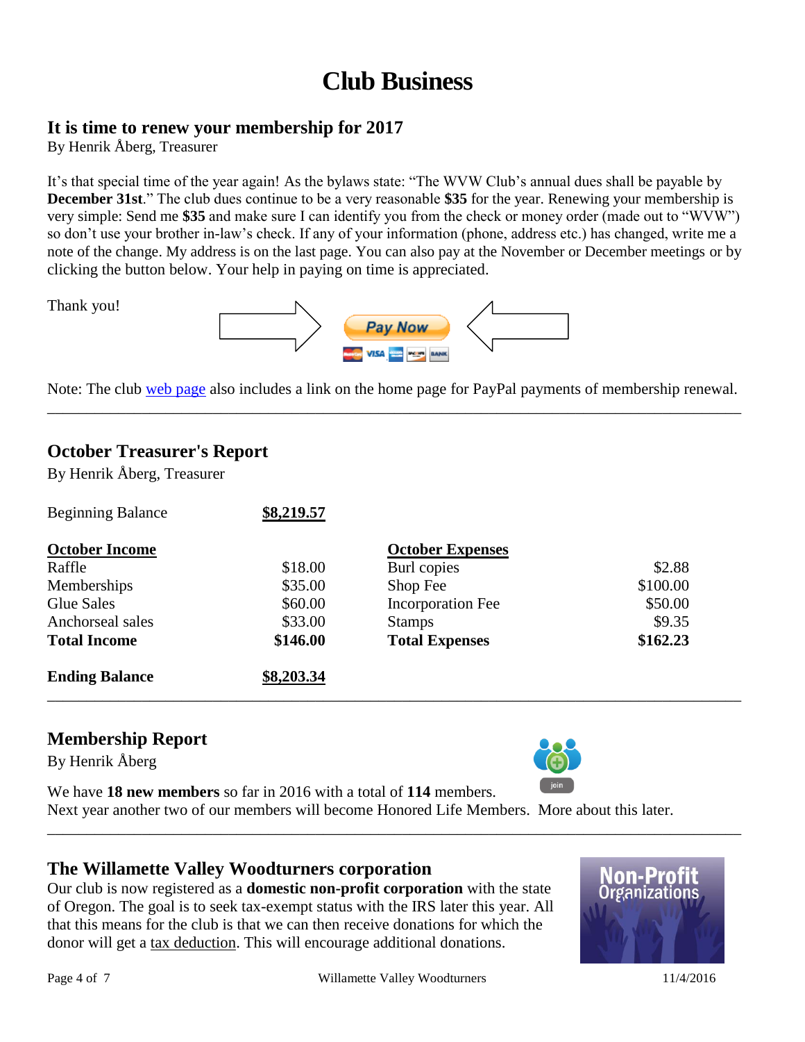# Club Business

## It is time to renew your membership for 2017

By Henrik Åberg, Treasurer

It's that special time of the year again! As the bylaws state: "The WVW Club's annual dues shall be payable by **December 31st**." The club dues continue to be a very reasonable **$35** for the year. Renewing your membership is very simple: Send me **$35** and make sure I can identify you from the check or money order (made out to "WVW") so don't use your brother in-law's check. If any of your information (phone, address etc.) has changed, write me a note of the change. My address is on the last page. You can also pay at the November or December meetings or by clicking the button below. Your help in paying on time is appreciated.

Thank you!

Pay Now

Note: The club web page also includes a link on the home page for PayPal payments of membership renewal.

---

## October Treasurer's Report

By Henrik Åberg, Treasurer

| Beginning Balance | **$8,219.57** | | |
|---|---|---|---|
| **October Income** | | **October Expenses** | |
| Raffle | $18.00 | Burl copies | $2.88 |
| Memberships | $35.00 | Shop Fee | $100.00 |
| Glue Sales | $60.00 | Incorporation Fee | $50.00 |
| Anchorseal sales | $33.00 | Stamps | $9.35 |
| **Total Income** | **$146.00** | **Total Expenses** | **$162.23** |
| **Ending Balance** | **$8,203.34** | | |

---

## Membership Report

By Henrik Åberg

We have **18 new members** so far in 2016 with a total of **114** members.
Next year another two of our members will become Honored Life Members. More about this later.

---

## The Willamette Valley Woodturners corporation

Our club is now registered as a **domestic non-profit corporation** with the state of Oregon. The goal is to seek tax-exempt status with the IRS later this year. All that this means for the club is that we can then receive donations for which the donor will get a tax deduction. This will encourage additional donations.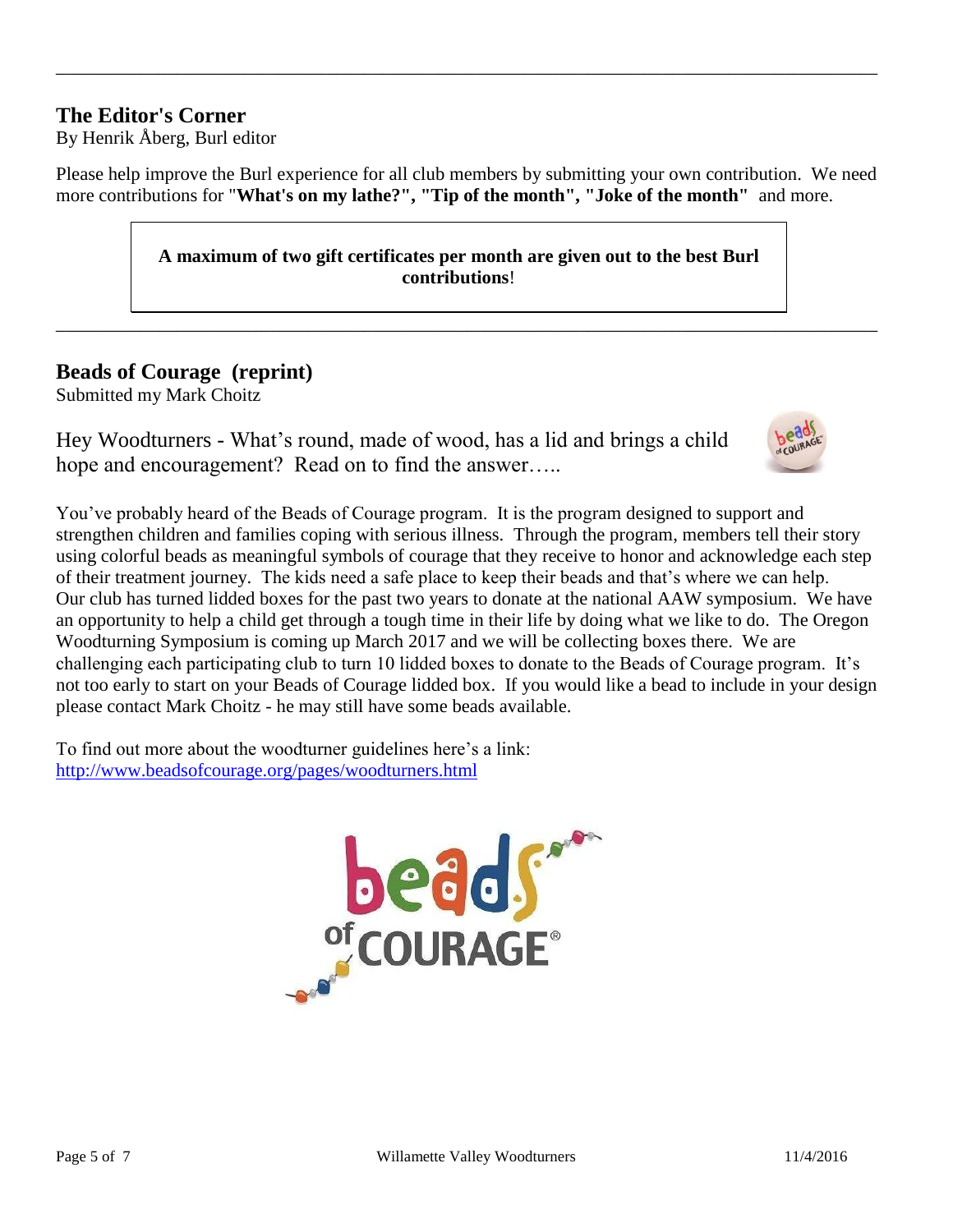## The Editor's Corner

By Henrik Åberg, Burl editor

Please help improve the Burl experience for all club members by submitting your own contribution. We need more contributions for "**What's on my lathe?", "Tip of the month", "Joke of the month"** and more.

**A maximum of two gift certificates per month are given out to the best Burl contributions**!

---

## Beads of Courage (reprint)

Submitted my Mark Choitz

Hey Woodturners - What's round, made of wood, has a lid and brings a child hope and encouragement? Read on to find the answer…..

You've probably heard of the Beads of Courage program. It is the program designed to support and strengthen children and families coping with serious illness. Through the program, members tell their story using colorful beads as meaningful symbols of courage that they receive to honor and acknowledge each step of their treatment journey. The kids need a safe place to keep their beads and that's where we can help. Our club has turned lidded boxes for the past two years to donate at the national AAW symposium. We have an opportunity to help a child get through a tough time in their life by doing what we like to do. The Oregon Woodturning Symposium is coming up March 2017 and we will be collecting boxes there. We are challenging each participating club to turn 10 lidded boxes to donate to the Beads of Courage program. It's not too early to start on your Beads of Courage lidded box. If you would like a bead to include in your design please contact Mark Choitz - he may still have some beads available.

To find out more about the woodturner guidelines here's a link:
http://www.beadsofcourage.org/pages/woodturners.html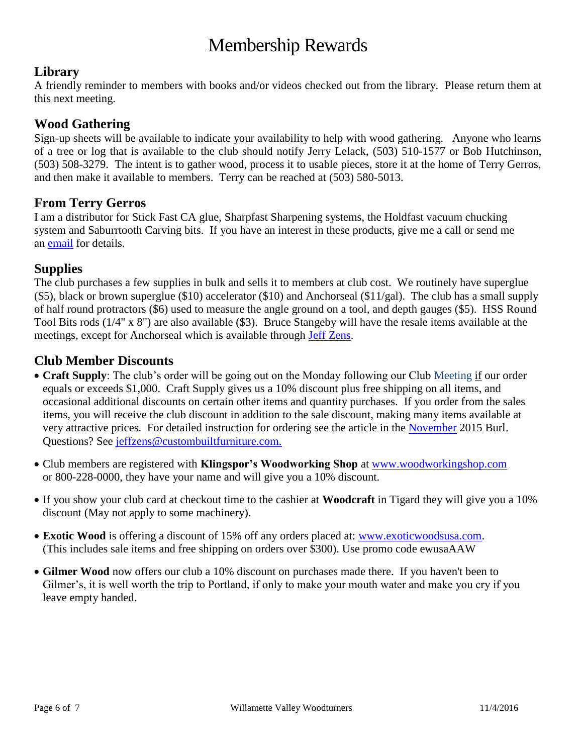# Membership Rewards

## Library

A friendly reminder to members with books and/or videos checked out from the library. Please return them at this next meeting.

## Wood Gathering

Sign-up sheets will be available to indicate your availability to help with wood gathering. Anyone who learns of a tree or log that is available to the club should notify Jerry Lelack, (503) 510-1577 or Bob Hutchinson, (503) 508-3279. The intent is to gather wood, process it to usable pieces, store it at the home of Terry Gerros, and then make it available to members. Terry can be reached at (503) 580-5013.

## From Terry Gerros

I am a distributor for Stick Fast CA glue, Sharpfast Sharpening systems, the Holdfast vacuum chucking system and Saburrtooth Carving bits. If you have an interest in these products, give me a call or send me an email for details.

## Supplies

The club purchases a few supplies in bulk and sells it to members at club cost. We routinely have superglue ($5), black or brown superglue ($10) accelerator ($10) and Anchorseal ($11/gal). The club has a small supply of half round protractors ($6) used to measure the angle ground on a tool, and depth gauges ($5). HSS Round Tool Bits rods (1/4" x 8") are also available ($3). Bruce Stangeby will have the resale items available at the meetings, except for Anchorseal which is available through Jeff Zens.

## Club Member Discounts

- **Craft Supply**: The club's order will be going out on the Monday following our Club Meeting if our order equals or exceeds $1,000. Craft Supply gives us a 10% discount plus free shipping on all items, and occasional additional discounts on certain other items and quantity purchases. If you order from the sales items, you will receive the club discount in addition to the sale discount, making many items available at very attractive prices. For detailed instruction for ordering see the article in the November 2015 Burl. Questions? See jeffzens@custombuiltfurniture.com.
- Club members are registered with **Klingspor's Woodworking Shop** at www.woodworkingshop.com or 800-228-0000, they have your name and will give you a 10% discount.
- If you show your club card at checkout time to the cashier at **Woodcraft** in Tigard they will give you a 10% discount (May not apply to some machinery).
- **Exotic Wood** is offering a discount of 15% off any orders placed at: www.exoticwoodsusa.com. (This includes sale items and free shipping on orders over $300). Use promo code ewusaAAW
- **Gilmer Wood** now offers our club a 10% discount on purchases made there. If you haven't been to Gilmer's, it is well worth the trip to Portland, if only to make your mouth water and make you cry if you leave empty handed.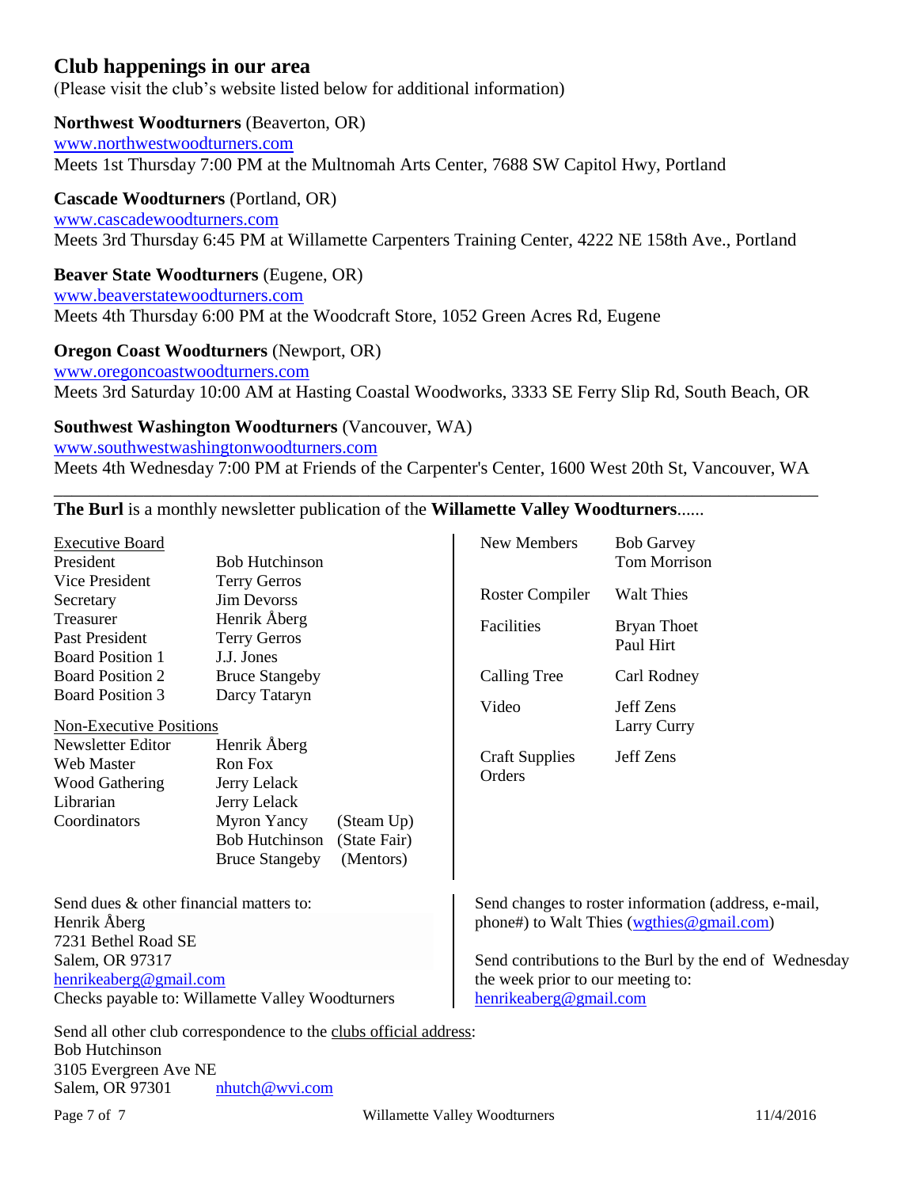## Club happenings in our area

(Please visit the club's website listed below for additional information)

**Northwest Woodturners** (Beaverton, OR)
www.northwestwoodturners.com
Meets 1st Thursday 7:00 PM at the Multnomah Arts Center, 7688 SW Capitol Hwy, Portland

**Cascade Woodturners** (Portland, OR)
www.cascadewoodturners.com
Meets 3rd Thursday 6:45 PM at Willamette Carpenters Training Center, 4222 NE 158th Ave., Portland

**Beaver State Woodturners** (Eugene, OR)
www.beaverstatewoodturners.com
Meets 4th Thursday 6:00 PM at the Woodcraft Store, 1052 Green Acres Rd, Eugene

**Oregon Coast Woodturners** (Newport, OR)
www.oregoncoastwoodturners.com
Meets 3rd Saturday 10:00 AM at Hasting Coastal Woodworks, 3333 SE Ferry Slip Rd, South Beach, OR

**Southwest Washington Woodturners** (Vancouver, WA)
www.southwestwashingtonwoodturners.com
Meets 4th Wednesday 7:00 PM at Friends of the Carpenter's Center, 1600 West 20th St, Vancouver, WA

---

**The Burl** is a monthly newsletter publication of the **Willamette Valley Woodturners**......

<u>Executive Board</u>

| | |
|---|---|
| President | Bob Hutchinson |
| Vice President | Terry Gerros |
| Secretary | Jim Devorss |
| Treasurer | Henrik Åberg |
| Past President | Terry Gerros |
| Board Position 1 | J.J. Jones |
| Board Position 2 | Bruce Stangeby |
| Board Position 3 | Darcy Tataryn |

<u>Non-Executive Positions</u>

| | | |
|---|---|---|
| Newsletter Editor | Henrik Åberg | |
| Web Master | Ron Fox | |
| Wood Gathering | Jerry Lelack | |
| Librarian | Jerry Lelack | |
| Coordinators | Myron Yancy | (Steam Up) |
| | Bob Hutchinson | (State Fair) |
| | Bruce Stangeby | (Mentors) |

| | |
|---|---|
| New Members | Bob Garvey<br>Tom Morrison |
| Roster Compiler | Walt Thies |
| Facilities | Bryan Thoet<br>Paul Hirt |
| Calling Tree | Carl Rodney |
| Video | Jeff Zens<br>Larry Curry |
| Craft Supplies Orders | Jeff Zens |

Send dues & other financial matters to:
Henrik Åberg
7231 Bethel Road SE
Salem, OR 97317
henrikeaberg@gmail.com
Checks payable to: Willamette Valley Woodturners

Send changes to roster information (address, e-mail, phone#) to Walt Thies (wgthies@gmail.com)

Send contributions to the Burl by the end of Wednesday the week prior to our meeting to:
henrikeaberg@gmail.com

Send all other club correspondence to the <u>clubs official address</u>:
Bob Hutchinson
3105 Evergreen Ave NE
Salem, OR 97301 nhutch@wvi.com